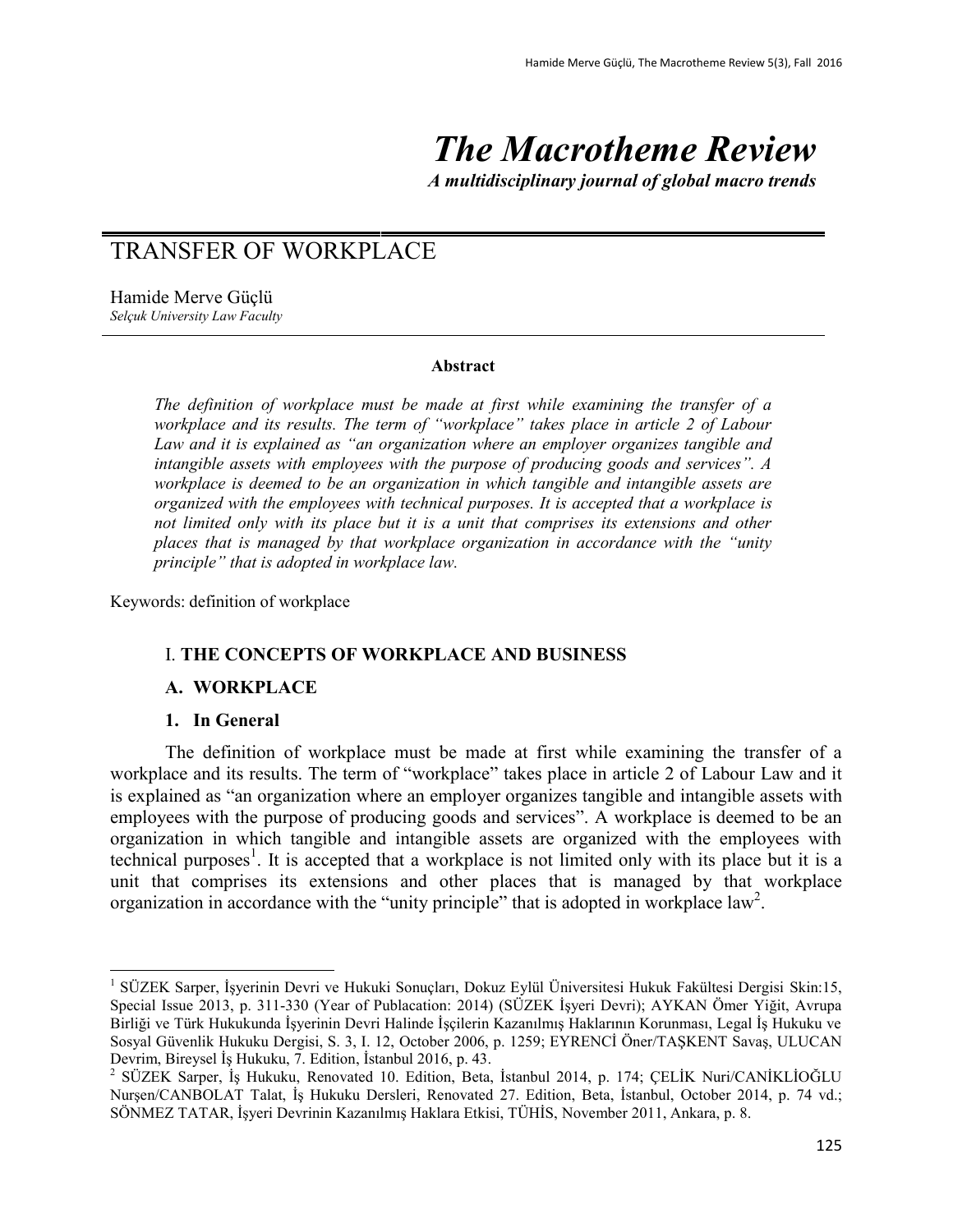# The Macrotheme Review

***A multidisciplinary journal of global macro trends***

## TRANSFER OF WORKPLACE

Hamide Merve Güçlü
*Selçuk University Law Faculty*

**Abstract**

*The definition of workplace must be made at first while examining the transfer of a workplace and its results. The term of "workplace" takes place in article 2 of Labour Law and it is explained as "an organization where an employer organizes tangible and intangible assets with employees with the purpose of producing goods and services". A workplace is deemed to be an organization in which tangible and intangible assets are organized with the employees with technical purposes. It is accepted that a workplace is not limited only with its place but it is a unit that comprises its extensions and other places that is managed by that workplace organization in accordance with the "unity principle" that is adopted in workplace law.*

Keywords: definition of workplace

### I. THE CONCEPTS OF WORKPLACE AND BUSINESS

### A. WORKPLACE

#### 1. In General

The definition of workplace must be made at first while examining the transfer of a workplace and its results. The term of "workplace" takes place in article 2 of Labour Law and it is explained as "an organization where an employer organizes tangible and intangible assets with employees with the purpose of producing goods and services". A workplace is deemed to be an organization in which tangible and intangible assets are organized with the employees with technical purposes[1]. It is accepted that a workplace is not limited only with its place but it is a unit that comprises its extensions and other places that is managed by that workplace organization in accordance with the "unity principle" that is adopted in workplace law[2].

---

[1] SÜZEK Sarper, İşyerinin Devri ve Hukuki Sonuçları, Dokuz Eylül Üniversitesi Hukuk Fakültesi Dergisi Skin:15, Special Issue 2013, p. 311-330 (Year of Publacation: 2014) (SÜZEK İşyeri Devri); AYKAN Ömer Yiğit, Avrupa Birliği ve Türk Hukukunda İşyerinin Devri Halinde İşçilerin Kazanılmış Haklarının Korunması, Legal İş Hukuku ve Sosyal Güvenlik Hukuku Dergisi, S. 3, I. 12, October 2006, p. 1259; EYRENCİ Öner/TAŞKENT Savaş, ULUCAN Devrim, Bireysel İş Hukuku, 7. Edition, İstanbul 2016, p. 43.

[2] SÜZEK Sarper, İş Hukuku, Renovated 10. Edition, Beta, İstanbul 2014, p. 174; ÇELİK Nuri/CANİKLİOĞLU Nurşen/CANBOLAT Talat, İş Hukuku Dersleri, Renovated 27. Edition, Beta, İstanbul, October 2014, p. 74 vd.; SÖNMEZ TATAR, İşyeri Devrinin Kazanılmış Haklara Etkisi, TÜHİS, November 2011, Ankara, p. 8.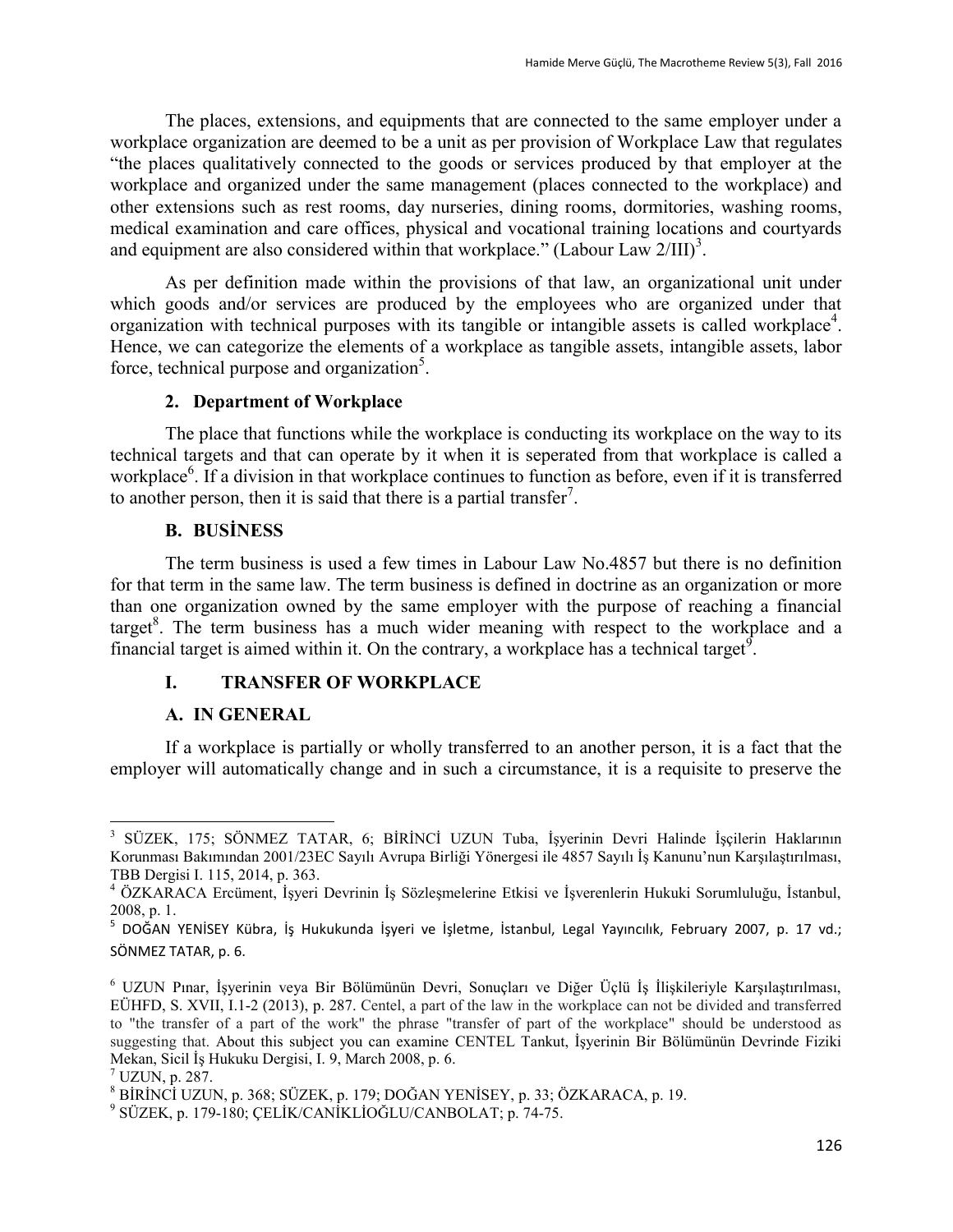The places, extensions, and equipments that are connected to the same employer under a workplace organization are deemed to be a unit as per provision of Workplace Law that regulates "the places qualitatively connected to the goods or services produced by that employer at the workplace and organized under the same management (places connected to the workplace) and other extensions such as rest rooms, day nurseries, dining rooms, dormitories, washing rooms, medical examination and care offices, physical and vocational training locations and courtyards and equipment are also considered within that workplace." (Labour Law 2/III)[3].

As per definition made within the provisions of that law, an organizational unit under which goods and/or services are produced by the employees who are organized under that organization with technical purposes with its tangible or intangible assets is called workplace[4]. Hence, we can categorize the elements of a workplace as tangible assets, intangible assets, labor force, technical purpose and organization[5].

### 2. Department of Workplace

The place that functions while the workplace is conducting its workplace on the way to its technical targets and that can operate by it when it is seperated from that workplace is called a workplace[6]. If a division in that workplace continues to function as before, even if it is transferred to another person, then it is said that there is a partial transfer[7].

## B. BUSİNESS

The term business is used a few times in Labour Law No.4857 but there is no definition for that term in the same law. The term business is defined in doctrine as an organization or more than one organization owned by the same employer with the purpose of reaching a financial target[8]. The term business has a much wider meaning with respect to the workplace and a financial target is aimed within it. On the contrary, a workplace has a technical target[9].

# I. TRANSFER OF WORKPLACE

## A. IN GENERAL

If a workplace is partially or wholly transferred to an another person, it is a fact that the employer will automatically change and in such a circumstance, it is a requisite to preserve the

---

[3] SÜZEK, 175; SÖNMEZ TATAR, 6; BİRİNCİ UZUN Tuba, İşyerinin Devri Halinde İşçilerin Haklarının Korunması Bakımından 2001/23EC Sayılı Avrupa Birliği Yönergesi ile 4857 Sayılı İş Kanunu'nun Karşılaştırılması, TBB Dergisi I. 115, 2014, p. 363.

[4] ÖZKARACA Ercüment, İşyeri Devrinin İş Sözleşmelerine Etkisi ve İşverenlerin Hukuki Sorumluluğu, İstanbul, 2008, p. 1.

[5] DOĞAN YENİSEY Kübra, İş Hukukunda İşyeri ve İşletme, İstanbul, Legal Yayıncılık, February 2007, p. 17 vd.; SÖNMEZ TATAR, p. 6.

[6] UZUN Pınar, İşyerinin veya Bir Bölümünün Devri, Sonuçları ve Diğer Üçlü İş İlişkileriyle Karşılaştırılması, EÜHFD, S. XVII, I.1-2 (2013), p. 287. Centel, a part of the law in the workplace can not be divided and transferred to "the transfer of a part of the work" the phrase "transfer of part of the workplace" should be understood as suggesting that. About this subject you can examine CENTEL Tankut, İşyerinin Bir Bölümünün Devrinde Fiziki Mekan, Sicil İş Hukuku Dergisi, I. 9, March 2008, p. 6.

[7] UZUN, p. 287.

[8] BİRİNCİ UZUN, p. 368; SÜZEK, p. 179; DOĞAN YENİSEY, p. 33; ÖZKARACA, p. 19.

[9] SÜZEK, p. 179-180; ÇELİK/CANİKLİOĞLU/CANBOLAT; p. 74-75.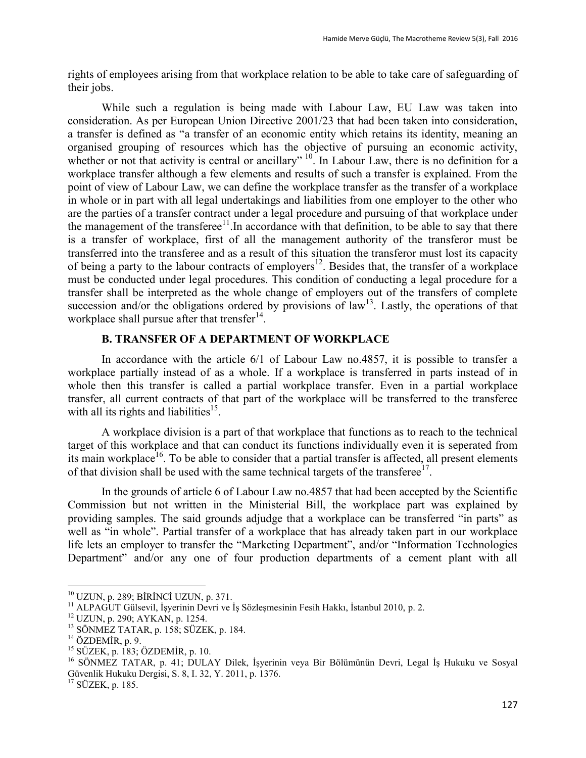rights of employees arising from that workplace relation to be able to take care of safeguarding of their jobs.

While such a regulation is being made with Labour Law, EU Law was taken into consideration. As per European Union Directive 2001/23 that had been taken into consideration, a transfer is defined as "a transfer of an economic entity which retains its identity, meaning an organised grouping of resources which has the objective of pursuing an economic activity, whether or not that activity is central or ancillary" [10]. In Labour Law, there is no definition for a workplace transfer although a few elements and results of such a transfer is explained. From the point of view of Labour Law, we can define the workplace transfer as the transfer of a workplace in whole or in part with all legal undertakings and liabilities from one employer to the other who are the parties of a transfer contract under a legal procedure and pursuing of that workplace under the management of the transferee[11].In accordance with that definition, to be able to say that there is a transfer of workplace, first of all the management authority of the transferor must be transferred into the transferee and as a result of this situation the transferor must lost its capacity of being a party to the labour contracts of employers[12]. Besides that, the transfer of a workplace must be conducted under legal procedures. This condition of conducting a legal procedure for a transfer shall be interpreted as the whole change of employers out of the transfers of complete succession and/or the obligations ordered by provisions of law[13]. Lastly, the operations of that workplace shall pursue after that trensfer[14].

## B. TRANSFER OF A DEPARTMENT OF WORKPLACE

In accordance with the article 6/1 of Labour Law no.4857, it is possible to transfer a workplace partially instead of as a whole. If a workplace is transferred in parts instead of in whole then this transfer is called a partial workplace transfer. Even in a partial workplace transfer, all current contracts of that part of the workplace will be transferred to the transferee with all its rights and liabilities[15].

A workplace division is a part of that workplace that functions as to reach to the technical target of this workplace and that can conduct its functions individually even it is seperated from its main workplace[16]. To be able to consider that a partial transfer is affected, all present elements of that division shall be used with the same technical targets of the transferee[17].

In the grounds of article 6 of Labour Law no.4857 that had been accepted by the Scientific Commission but not written in the Ministerial Bill, the workplace part was explained by providing samples. The said grounds adjudge that a workplace can be transferred "in parts" as well as "in whole". Partial transfer of a workplace that has already taken part in our workplace life lets an employer to transfer the "Marketing Department", and/or "Information Technologies Department" and/or any one of four production departments of a cement plant with all

---

[10] UZUN, p. 289; BİRİNCİ UZUN, p. 371.

[11] ALPAGUT Gülsevil, İşyerinin Devri ve İş Sözleşmesinin Fesih Hakkı, İstanbul 2010, p. 2.

[12] UZUN, p. 290; AYKAN, p. 1254.

[13] SÖNMEZ TATAR, p. 158; SÜZEK, p. 184.

[14] ÖZDEMİR, p. 9.

[15] SÜZEK, p. 183; ÖZDEMİR, p. 10.

[16] SÖNMEZ TATAR, p. 41; DULAY Dilek, İşyerinin veya Bir Bölümünün Devri, Legal İş Hukuku ve Sosyal Güvenlik Hukuku Dergisi, S. 8, I. 32, Y. 2011, p. 1376.

[17] SÜZEK, p. 185.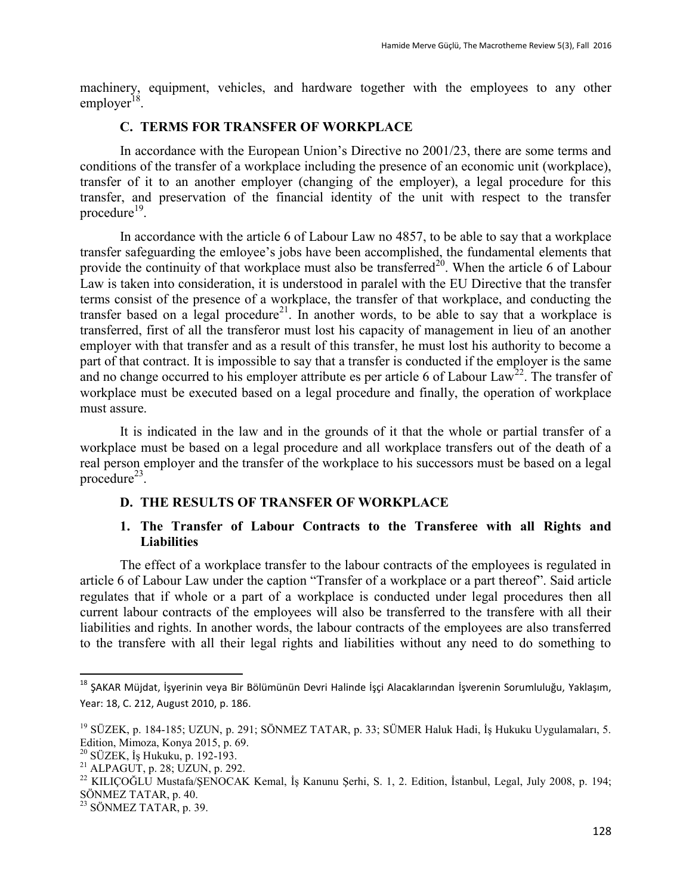machinery, equipment, vehicles, and hardware together with the employees to any other employer[18].

### C. TERMS FOR TRANSFER OF WORKPLACE

In accordance with the European Union's Directive no 2001/23, there are some terms and conditions of the transfer of a workplace including the presence of an economic unit (workplace), transfer of it to an another employer (changing of the employer), a legal procedure for this transfer, and preservation of the financial identity of the unit with respect to the transfer procedure[19].

In accordance with the article 6 of Labour Law no 4857, to be able to say that a workplace transfer safeguarding the emloyee's jobs have been accomplished, the fundamental elements that provide the continuity of that workplace must also be transferred[20]. When the article 6 of Labour Law is taken into consideration, it is understood in paralel with the EU Directive that the transfer terms consist of the presence of a workplace, the transfer of that workplace, and conducting the transfer based on a legal procedure[21]. In another words, to be able to say that a workplace is transferred, first of all the transferor must lost his capacity of management in lieu of an another employer with that transfer and as a result of this transfer, he must lost his authority to become a part of that contract. It is impossible to say that a transfer is conducted if the employer is the same and no change occurred to his employer attribute es per article 6 of Labour Law[22]. The transfer of workplace must be executed based on a legal procedure and finally, the operation of workplace must assure.

It is indicated in the law and in the grounds of it that the whole or partial transfer of a workplace must be based on a legal procedure and all workplace transfers out of the death of a real person employer and the transfer of the workplace to his successors must be based on a legal procedure[23].

### D. THE RESULTS OF TRANSFER OF WORKPLACE

#### 1. The Transfer of Labour Contracts to the Transferee with all Rights and Liabilities

The effect of a workplace transfer to the labour contracts of the employees is regulated in article 6 of Labour Law under the caption "Transfer of a workplace or a part thereof". Said article regulates that if whole or a part of a workplace is conducted under legal procedures then all current labour contracts of the employees will also be transferred to the transfere with all their liabilities and rights. In another words, the labour contracts of the employees are also transferred to the transfere with all their legal rights and liabilities without any need to do something to

---

[18] ŞAKAR Müjdat, İşyerinin veya Bir Bölümünün Devri Halinde İşçi Alacaklarından İşverenin Sorumluluğu, Yaklaşım, Year: 18, C. 212, August 2010, p. 186.

[19] SÜZEK, p. 184-185; UZUN, p. 291; SÖNMEZ TATAR, p. 33; SÜMER Haluk Hadi, İş Hukuku Uygulamaları, 5. Edition, Mimoza, Konya 2015, p. 69.

[20] SÜZEK, İş Hukuku, p. 192-193.

[21] ALPAGUT, p. 28; UZUN, p. 292.

[22] KILIÇOĞLU Mustafa/ŞENOCAK Kemal, İş Kanunu Şerhi, S. 1, 2. Edition, İstanbul, Legal, July 2008, p. 194; SÖNMEZ TATAR, p. 40.

[23] SÖNMEZ TATAR, p. 39.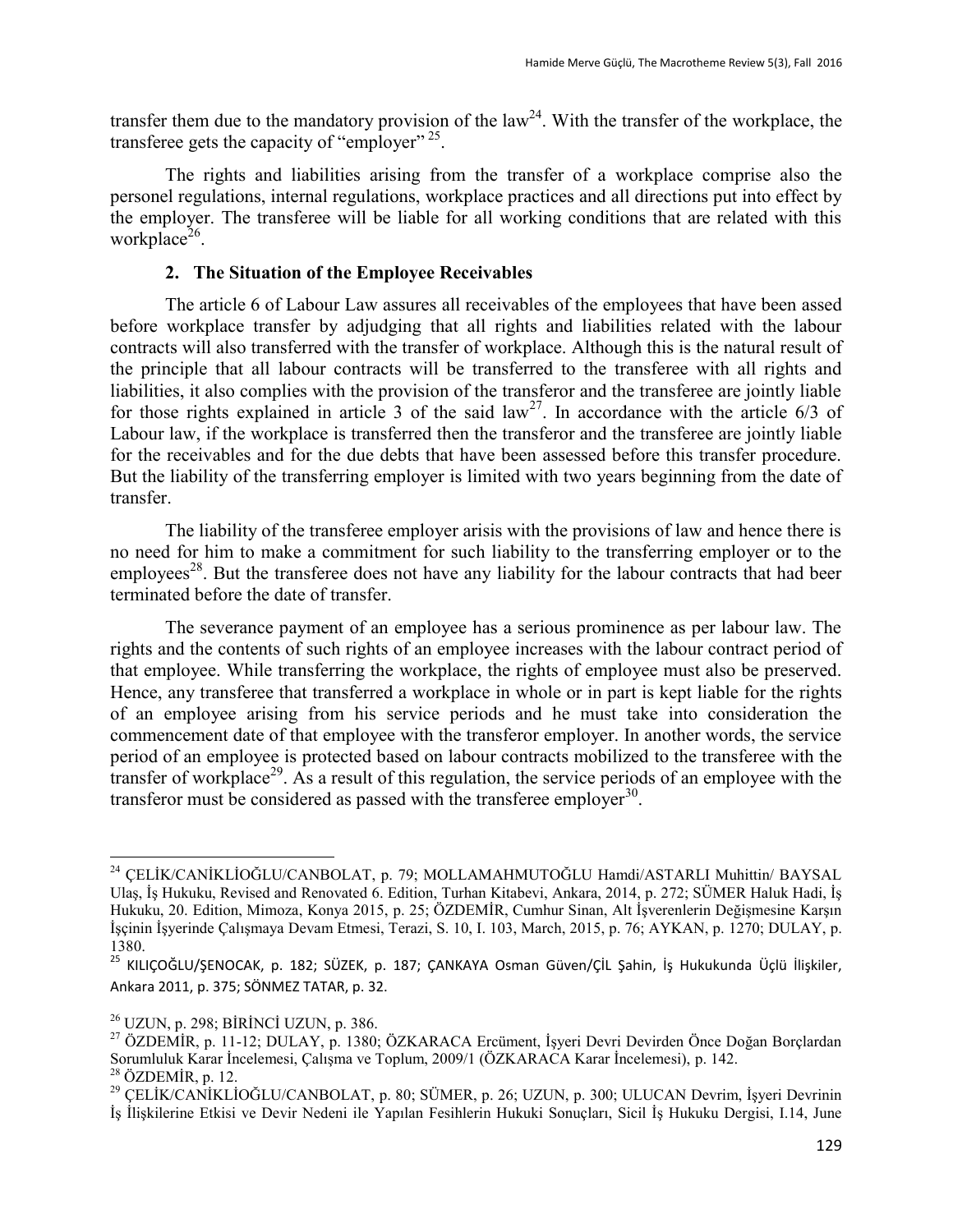transfer them due to the mandatory provision of the law[24]. With the transfer of the workplace, the transferee gets the capacity of "employer" [25].

The rights and liabilities arising from the transfer of a workplace comprise also the personel regulations, internal regulations, workplace practices and all directions put into effect by the employer. The transferee will be liable for all working conditions that are related with this workplace[26].

### 2. The Situation of the Employee Receivables

The article 6 of Labour Law assures all receivables of the employees that have been assed before workplace transfer by adjudging that all rights and liabilities related with the labour contracts will also transferred with the transfer of workplace. Although this is the natural result of the principle that all labour contracts will be transferred to the transferee with all rights and liabilities, it also complies with the provision of the transferor and the transferee are jointly liable for those rights explained in article 3 of the said law[27]. In accordance with the article 6/3 of Labour law, if the workplace is transferred then the transferor and the transferee are jointly liable for the receivables and for the due debts that have been assessed before this transfer procedure. But the liability of the transferring employer is limited with two years beginning from the date of transfer.

The liability of the transferee employer arisis with the provisions of law and hence there is no need for him to make a commitment for such liability to the transferring employer or to the employees[28]. But the transferee does not have any liability for the labour contracts that had beer terminated before the date of transfer.

The severance payment of an employee has a serious prominence as per labour law. The rights and the contents of such rights of an employee increases with the labour contract period of that employee. While transferring the workplace, the rights of employee must also be preserved. Hence, any transferee that transferred a workplace in whole or in part is kept liable for the rights of an employee arising from his service periods and he must take into consideration the commencement date of that employee with the transferor employer. In another words, the service period of an employee is protected based on labour contracts mobilized to the transferee with the transfer of workplace[29]. As a result of this regulation, the service periods of an employee with the transferor must be considered as passed with the transferee employer[30].

---

[24] ÇELİK/CANİKLİOĞLU/CANBOLAT, p. 79; MOLLAMAHMUTOĞLU Hamdi/ASTARLI Muhittin/ BAYSAL Ulaş, İş Hukuku, Revised and Renovated 6. Edition, Turhan Kitabevi, Ankara, 2014, p. 272; SÜMER Haluk Hadi, İş Hukuku, 20. Edition, Mimoza, Konya 2015, p. 25; ÖZDEMİR, Cumhur Sinan, Alt İşverenlerin Değişmesine Karşın İşçinin İşyerinde Çalışmaya Devam Etmesi, Terazi, S. 10, I. 103, March, 2015, p. 76; AYKAN, p. 1270; DULAY, p. 1380.

[25] KILIÇOĞLU/ŞENOCAK, p. 182; SÜZEK, p. 187; ÇANKAYA Osman Güven/ÇİL Şahin, İş Hukukunda Üçlü İlişkiler, Ankara 2011, p. 375; SÖNMEZ TATAR, p. 32.

[26] UZUN, p. 298; BİRİNCİ UZUN, p. 386.

[27] ÖZDEMİR, p. 11-12; DULAY, p. 1380; ÖZKARACA Ercüment, İşyeri Devri Devirden Önce Doğan Borçlardan Sorumluluk Karar İncelemesi, Çalışma ve Toplum, 2009/1 (ÖZKARACA Karar İncelemesi), p. 142.

[28] ÖZDEMİR, p. 12.

[29] ÇELİK/CANİKLİOĞLU/CANBOLAT, p. 80; SÜMER, p. 26; UZUN, p. 300; ULUCAN Devrim, İşyeri Devrinin İş İlişkilerine Etkisi ve Devir Nedeni ile Yapılan Fesihlerin Hukuki Sonuçları, Sicil İş Hukuku Dergisi, I.14, June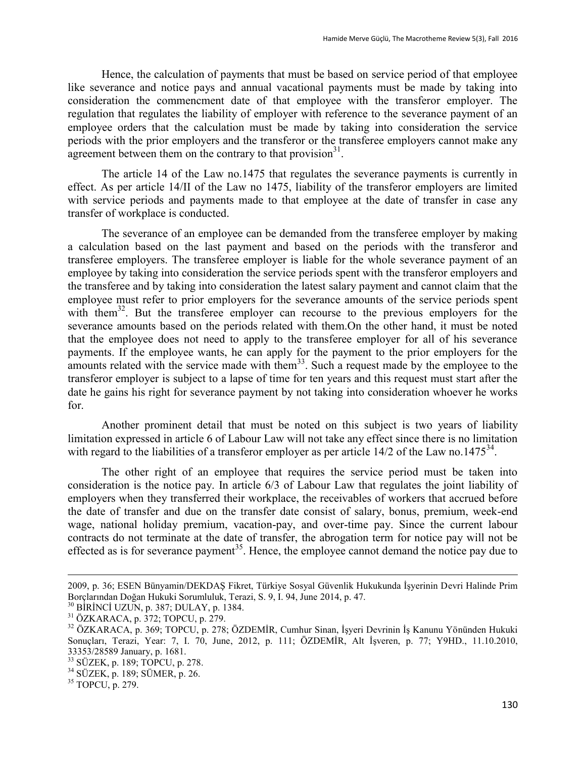Hence, the calculation of payments that must be based on service period of that employee like severance and notice pays and annual vacational payments must be made by taking into consideration the commencment date of that employee with the transferor employer. The regulation that regulates the liability of employer with reference to the severance payment of an employee orders that the calculation must be made by taking into consideration the service periods with the prior employers and the transferor or the transferee employers cannot make any agreement between them on the contrary to that provision[31].

The article 14 of the Law no.1475 that regulates the severance payments is currently in effect. As per article 14/II of the Law no 1475, liability of the transferor employers are limited with service periods and payments made to that employee at the date of transfer in case any transfer of workplace is conducted.

The severance of an employee can be demanded from the transferee employer by making a calculation based on the last payment and based on the periods with the transferor and transferee employers. The transferee employer is liable for the whole severance payment of an employee by taking into consideration the service periods spent with the transferor employers and the transferee and by taking into consideration the latest salary payment and cannot claim that the employee must refer to prior employers for the severance amounts of the service periods spent with them[32]. But the transferee employer can recourse to the previous employers for the severance amounts based on the periods related with them.On the other hand, it must be noted that the employee does not need to apply to the transferee employer for all of his severance payments. If the employee wants, he can apply for the payment to the prior employers for the amounts related with the service made with them[33]. Such a request made by the employee to the transferor employer is subject to a lapse of time for ten years and this request must start after the date he gains his right for severance payment by not taking into consideration whoever he works for.

Another prominent detail that must be noted on this subject is two years of liability limitation expressed in article 6 of Labour Law will not take any effect since there is no limitation with regard to the liabilities of a transferor employer as per article 14/2 of the Law no.1475[34].

The other right of an employee that requires the service period must be taken into consideration is the notice pay. In article 6/3 of Labour Law that regulates the joint liability of employers when they transferred their workplace, the receivables of workers that accrued before the date of transfer and due on the transfer date consist of salary, bonus, premium, week-end wage, national holiday premium, vacation-pay, and over-time pay. Since the current labour contracts do not terminate at the date of transfer, the abrogation term for notice pay will not be effected as is for severance payment[35]. Hence, the employee cannot demand the notice pay due to

---

2009, p. 36; ESEN Bünyamin/DEKDAŞ Fikret, Türkiye Sosyal Güvenlik Hukukunda İşyerinin Devri Halinde Prim Borçlarından Doğan Hukuki Sorumluluk, Terazi, S. 9, I. 94, June 2014, p. 47.

[30] BİRİNCİ UZUN, p. 387; DULAY, p. 1384.

[31] ÖZKARACA, p. 372; TOPCU, p. 279.

[32] ÖZKARACA, p. 369; TOPCU, p. 278; ÖZDEMİR, Cumhur Sinan, İşyeri Devrinin İş Kanunu Yönünden Hukuki Sonuçları, Terazi, Year: 7, I. 70, June, 2012, p. 111; ÖZDEMİR, Alt İşveren, p. 77; Y9HD., 11.10.2010, 33353/28589 January, p. 1681.

[33] SÜZEK, p. 189; TOPCU, p. 278.

[34] SÜZEK, p. 189; SÜMER, p. 26.

[35] TOPCU, p. 279.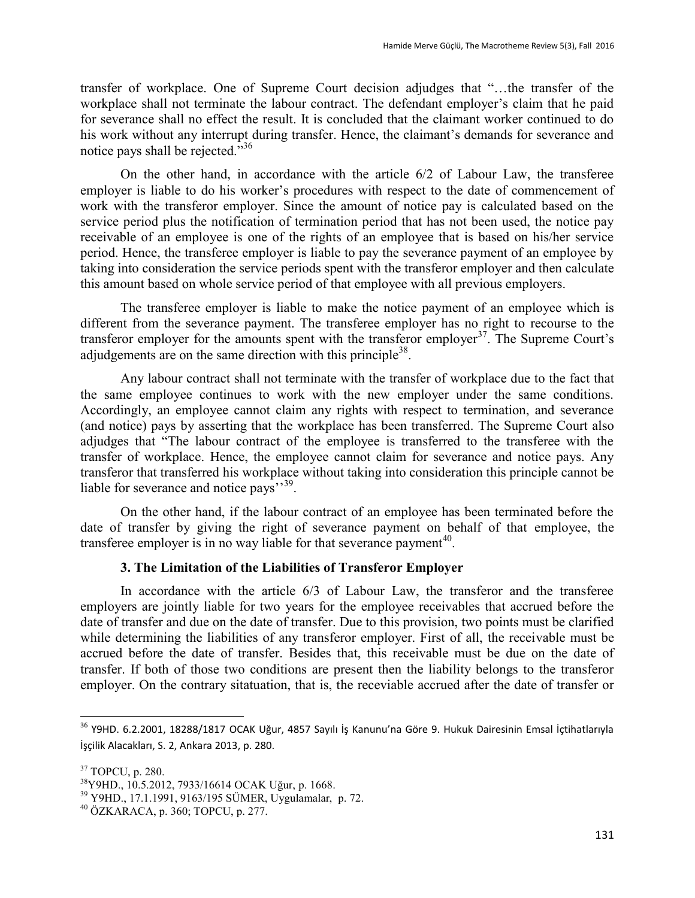transfer of workplace. One of Supreme Court decision adjudges that "…the transfer of the workplace shall not terminate the labour contract. The defendant employer's claim that he paid for severance shall no effect the result. It is concluded that the claimant worker continued to do his work without any interrupt during transfer. Hence, the claimant's demands for severance and notice pays shall be rejected."[36]

On the other hand, in accordance with the article 6/2 of Labour Law, the transferee employer is liable to do his worker's procedures with respect to the date of commencement of work with the transferor employer. Since the amount of notice pay is calculated based on the service period plus the notification of termination period that has not been used, the notice pay receivable of an employee is one of the rights of an employee that is based on his/her service period. Hence, the transferee employer is liable to pay the severance payment of an employee by taking into consideration the service periods spent with the transferor employer and then calculate this amount based on whole service period of that employee with all previous employers.

The transferee employer is liable to make the notice payment of an employee which is different from the severance payment. The transferee employer has no right to recourse to the transferor employer for the amounts spent with the transferor employer[37]. The Supreme Court's adjudgements are on the same direction with this principle[38].

Any labour contract shall not terminate with the transfer of workplace due to the fact that the same employee continues to work with the new employer under the same conditions. Accordingly, an employee cannot claim any rights with respect to termination, and severance (and notice) pays by asserting that the workplace has been transferred. The Supreme Court also adjudges that "The labour contract of the employee is transferred to the transferee with the transfer of workplace. Hence, the employee cannot claim for severance and notice pays. Any transferor that transferred his workplace without taking into consideration this principle cannot be liable for severance and notice pays''[39].

On the other hand, if the labour contract of an employee has been terminated before the date of transfer by giving the right of severance payment on behalf of that employee, the transferee employer is in no way liable for that severance payment[40].

### 3. The Limitation of the Liabilities of Transferor Employer

In accordance with the article 6/3 of Labour Law, the transferor and the transferee employers are jointly liable for two years for the employee receivables that accrued before the date of transfer and due on the date of transfer. Due to this provision, two points must be clarified while determining the liabilities of any transferor employer. First of all, the receivable must be accrued before the date of transfer. Besides that, this receivable must be due on the date of transfer. If both of those two conditions are present then the liability belongs to the transferor employer. On the contrary sitatuation, that is, the receviable accrued after the date of transfer or

---

[36] Y9HD. 6.2.2001, 18288/1817 OCAK Uğur, 4857 Sayılı İş Kanunu'na Göre 9. Hukuk Dairesinin Emsal İçtihatlarıyla İşçilik Alacakları, S. 2, Ankara 2013, p. 280.

[37] TOPCU, p. 280.

[38] Y9HD., 10.5.2012, 7933/16614 OCAK Uğur, p. 1668.

[39] Y9HD., 17.1.1991, 9163/195 SÜMER, Uygulamalar, p. 72.

[40] ÖZKARACA, p. 360; TOPCU, p. 277.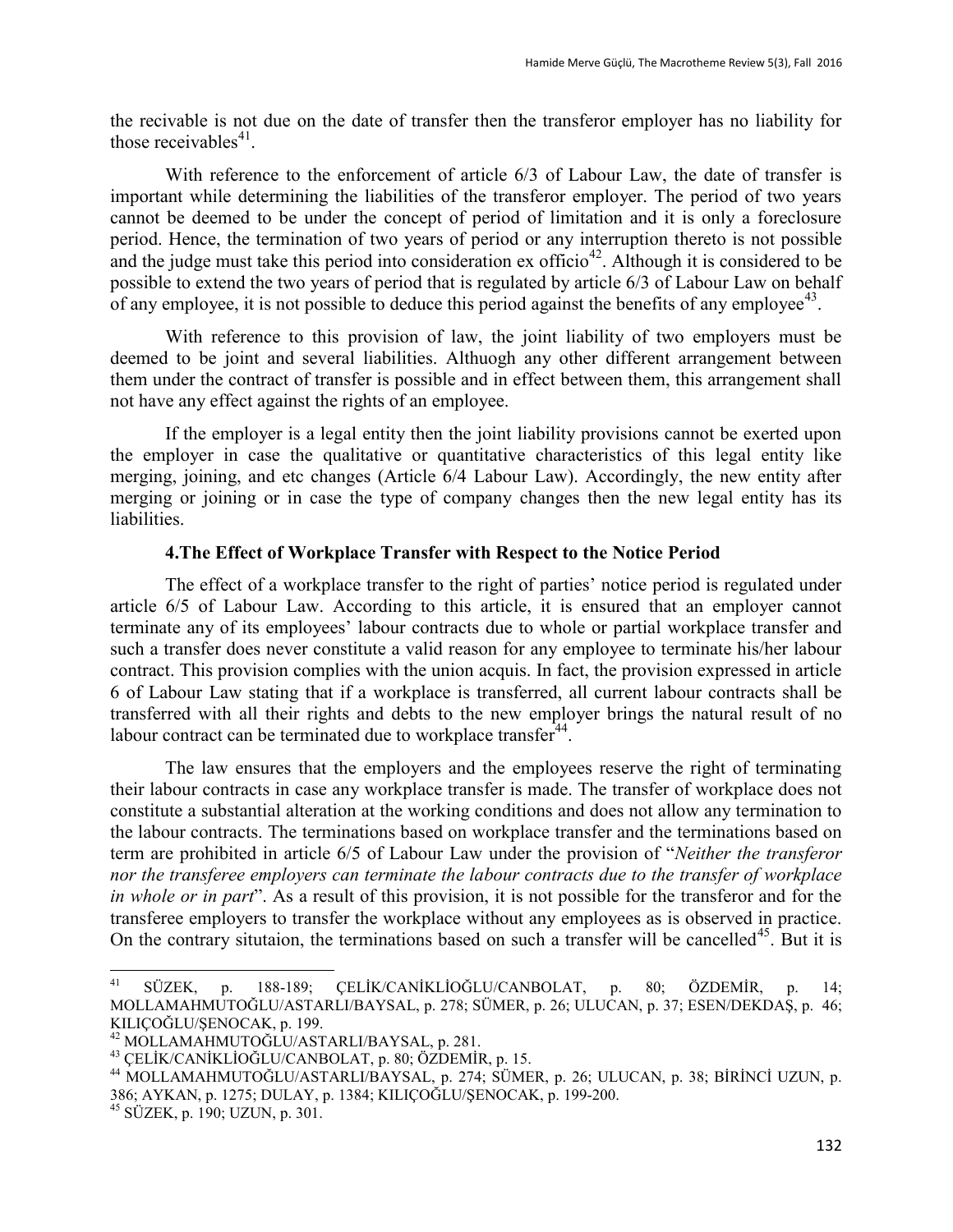the recivable is not due on the date of transfer then the transferor employer has no liability for those receivables[41].

With reference to the enforcement of article 6/3 of Labour Law, the date of transfer is important while determining the liabilities of the transferor employer. The period of two years cannot be deemed to be under the concept of period of limitation and it is only a foreclosure period. Hence, the termination of two years of period or any interruption thereto is not possible and the judge must take this period into consideration ex officio[42]. Although it is considered to be possible to extend the two years of period that is regulated by article 6/3 of Labour Law on behalf of any employee, it is not possible to deduce this period against the benefits of any employee[43].

With reference to this provision of law, the joint liability of two employers must be deemed to be joint and several liabilities. Althuogh any other different arrangement between them under the contract of transfer is possible and in effect between them, this arrangement shall not have any effect against the rights of an employee.

If the employer is a legal entity then the joint liability provisions cannot be exerted upon the employer in case the qualitative or quantitative characteristics of this legal entity like merging, joining, and etc changes (Article 6/4 Labour Law). Accordingly, the new entity after merging or joining or in case the type of company changes then the new legal entity has its liabilities.

### 4.The Effect of Workplace Transfer with Respect to the Notice Period

The effect of a workplace transfer to the right of parties' notice period is regulated under article 6/5 of Labour Law. According to this article, it is ensured that an employer cannot terminate any of its employees' labour contracts due to whole or partial workplace transfer and such a transfer does never constitute a valid reason for any employee to terminate his/her labour contract. This provision complies with the union acquis. In fact, the provision expressed in article 6 of Labour Law stating that if a workplace is transferred, all current labour contracts shall be transferred with all their rights and debts to the new employer brings the natural result of no labour contract can be terminated due to workplace transfer[44].

The law ensures that the employers and the employees reserve the right of terminating their labour contracts in case any workplace transfer is made. The transfer of workplace does not constitute a substantial alteration at the working conditions and does not allow any termination to the labour contracts. The terminations based on workplace transfer and the terminations based on term are prohibited in article 6/5 of Labour Law under the provision of "*Neither the transferor nor the transferee employers can terminate the labour contracts due to the transfer of workplace in whole or in part*". As a result of this provision, it is not possible for the transferor and for the transferee employers to transfer the workplace without any employees as is observed in practice. On the contrary situtaion, the terminations based on such a transfer will be cancelled[45]. But it is

---

[41] SÜZEK, p. 188-189; ÇELİK/CANİKLİOĞLU/CANBOLAT, p. 80; ÖZDEMİR, p. 14; MOLLAMAHMUTOĞLU/ASTARLI/BAYSAL, p. 278; SÜMER, p. 26; ULUCAN, p. 37; ESEN/DEKDAŞ, p. 46; KILIÇOĞLU/ŞENOCAK, p. 199.

[42] MOLLAMAHMUTOĞLU/ASTARLI/BAYSAL, p. 281.

[43] ÇELİK/CANİKLİOĞLU/CANBOLAT, p. 80; ÖZDEMİR, p. 15.

[44] MOLLAMAHMUTOĞLU/ASTARLI/BAYSAL, p. 274; SÜMER, p. 26; ULUCAN, p. 38; BİRİNCİ UZUN, p. 386; AYKAN, p. 1275; DULAY, p. 1384; KILIÇOĞLU/ŞENOCAK, p. 199-200.

[45] SÜZEK, p. 190; UZUN, p. 301.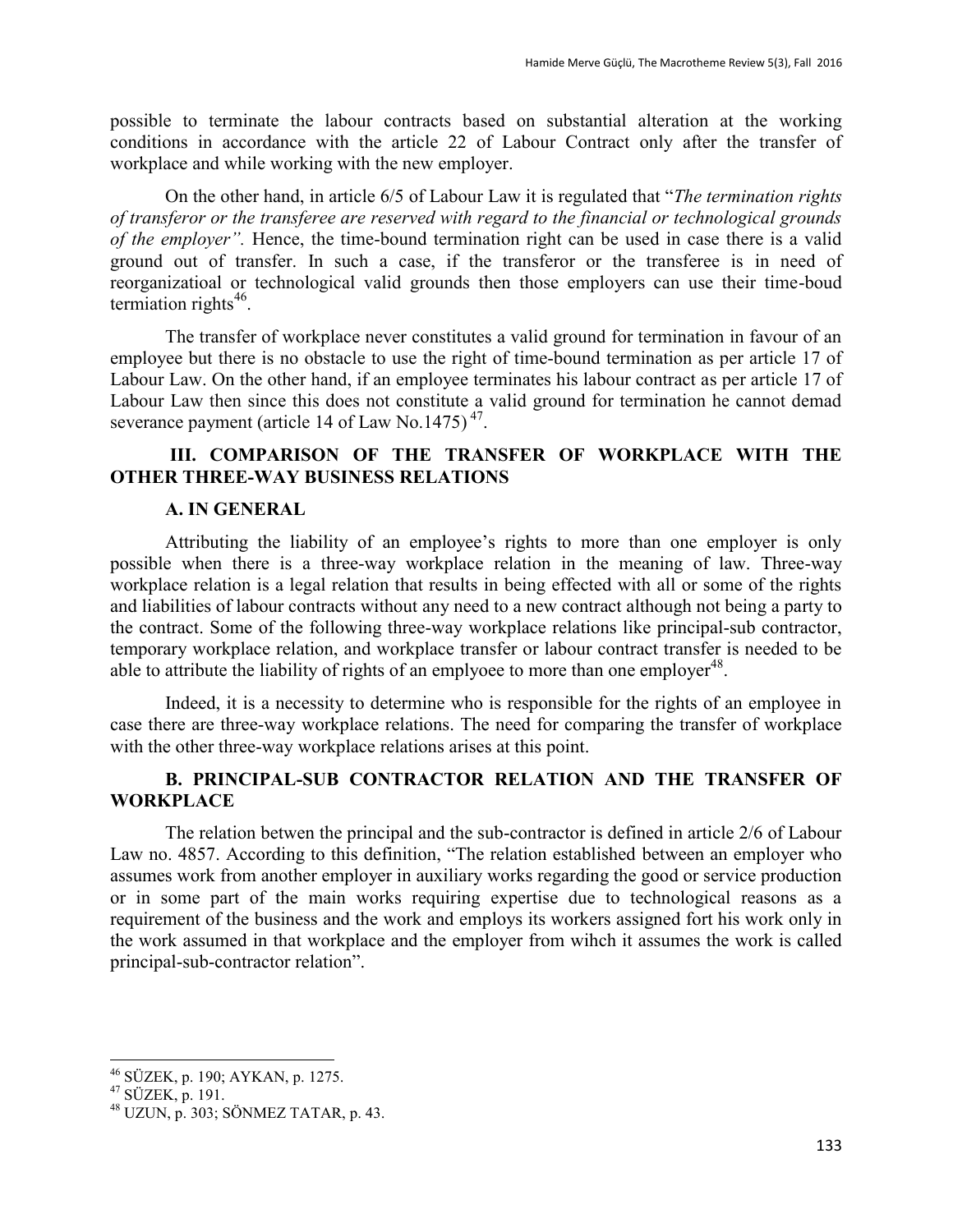possible to terminate the labour contracts based on substantial alteration at the working conditions in accordance with the article 22 of Labour Contract only after the transfer of workplace and while working with the new employer.

On the other hand, in article 6/5 of Labour Law it is regulated that "*The termination rights of transferor or the transferee are reserved with regard to the financial or technological grounds of the employer".* Hence, the time-bound termination right can be used in case there is a valid ground out of transfer. In such a case, if the transferor or the transferee is in need of reorganizatioal or technological valid grounds then those employers can use their time-boud termiation rights[46].

The transfer of workplace never constitutes a valid ground for termination in favour of an employee but there is no obstacle to use the right of time-bound termination as per article 17 of Labour Law. On the other hand, if an employee terminates his labour contract as per article 17 of Labour Law then since this does not constitute a valid ground for termination he cannot demad severance payment (article 14 of Law No.1475) [47].

## III. COMPARISON OF THE TRANSFER OF WORKPLACE WITH THE OTHER THREE-WAY BUSINESS RELATIONS

### A. IN GENERAL

Attributing the liability of an employee's rights to more than one employer is only possible when there is a three-way workplace relation in the meaning of law. Three-way workplace relation is a legal relation that results in being effected with all or some of the rights and liabilities of labour contracts without any need to a new contract although not being a party to the contract. Some of the following three-way workplace relations like principal-sub contractor, temporary workplace relation, and workplace transfer or labour contract transfer is needed to be able to attribute the liability of rights of an emplyoee to more than one employer[48].

Indeed, it is a necessity to determine who is responsible for the rights of an employee in case there are three-way workplace relations. The need for comparing the transfer of workplace with the other three-way workplace relations arises at this point.

### B. PRINCIPAL-SUB CONTRACTOR RELATION AND THE TRANSFER OF WORKPLACE

The relation betwen the principal and the sub-contractor is defined in article 2/6 of Labour Law no. 4857. According to this definition, "The relation established between an employer who assumes work from another employer in auxiliary works regarding the good or service production or in some part of the main works requiring expertise due to technological reasons as a requirement of the business and the work and employs its workers assigned fort his work only in the work assumed in that workplace and the employer from wihch it assumes the work is called principal-sub-contractor relation".

---

[46] SÜZEK, p. 190; AYKAN, p. 1275.

[47] SÜZEK, p. 191.

[48] UZUN, p. 303; SÖNMEZ TATAR, p. 43.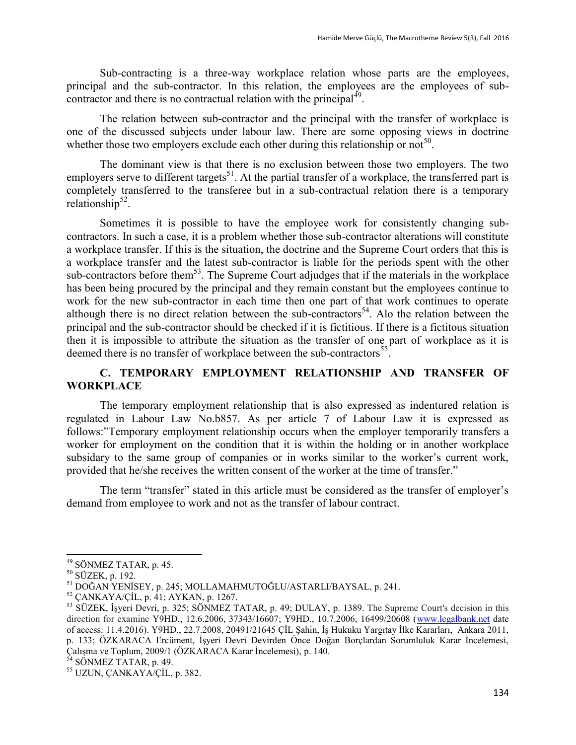Sub-contracting is a three-way workplace relation whose parts are the employees, principal and the sub-contractor. In this relation, the employees are the employees of sub-contractor and there is no contractual relation with the principal[49].

The relation between sub-contractor and the principal with the transfer of workplace is one of the discussed subjects under labour law. There are some opposing views in doctrine whether those two employers exclude each other during this relationship or not[50].

The dominant view is that there is no exclusion between those two employers. The two employers serve to different targets[51]. At the partial transfer of a workplace, the transferred part is completely transferred to the transferee but in a sub-contractual relation there is a temporary relationship[52].

Sometimes it is possible to have the employee work for consistently changing sub-contractors. In such a case, it is a problem whether those sub-contractor alterations will constitute a workplace transfer. If this is the situation, the doctrine and the Supreme Court orders that this is a workplace transfer and the latest sub-contractor is liable for the periods spent with the other sub-contractors before them[53]. The Supreme Court adjudges that if the materials in the workplace has been being procured by the principal and they remain constant but the employees continue to work for the new sub-contractor in each time then one part of that work continues to operate although there is no direct relation between the sub-contractors[54]. Alo the relation between the principal and the sub-contractor should be checked if it is fictitious. If there is a fictitous situation then it is impossible to attribute the situation as the transfer of one part of workplace as it is deemed there is no transfer of workplace between the sub-contractors[55].

### C. TEMPORARY EMPLOYMENT RELATIONSHIP AND TRANSFER OF WORKPLACE

The temporary employment relationship that is also expressed as indentured relation is regulated in Labour Law No.b857. As per article 7 of Labour Law it is expressed as follows:"Temporary employment relationship occurs when the employer temporarily transfers a worker for employment on the condition that it is within the holding or in another workplace subsidary to the same group of companies or in works similar to the worker's current work, provided that he/she receives the written consent of the worker at the time of transfer."

The term "transfer" stated in this article must be considered as the transfer of employer's demand from employee to work and not as the transfer of labour contract.

---

[49] SÖNMEZ TATAR, p. 45.

[50] SÜZEK, p. 192.

[51] DOĞAN YENİSEY, p. 245; MOLLAMAHMUTOĞLU/ASTARLI/BAYSAL, p. 241.

[52] ÇANKAYA/ÇİL, p. 41; AYKAN, p. 1267.

[53] SÜZEK, İşyeri Devri, p. 325; SÖNMEZ TATAR, p. 49; DULAY, p. 1389. The Supreme Court's decision in this direction for examine Y9HD., 12.6.2006, 37343/16607; Y9HD., 10.7.2006, 16499/20608 (www.legalbank.net date of access: 11.4.2016). Y9HD., 22.7.2008, 20491/21645 ÇİL Şahin, İş Hukuku Yargıtay İlke Kararları, Ankara 2011, p. 133; ÖZKARACA Ercüment, İşyeri Devri Devirden Önce Doğan Borçlardan Sorumluluk Karar İncelemesi, Çalışma ve Toplum, 2009/1 (ÖZKARACA Karar İncelemesi), p. 140.

[54] SÖNMEZ TATAR, p. 49.

[55] UZUN, ÇANKAYA/ÇİL, p. 382.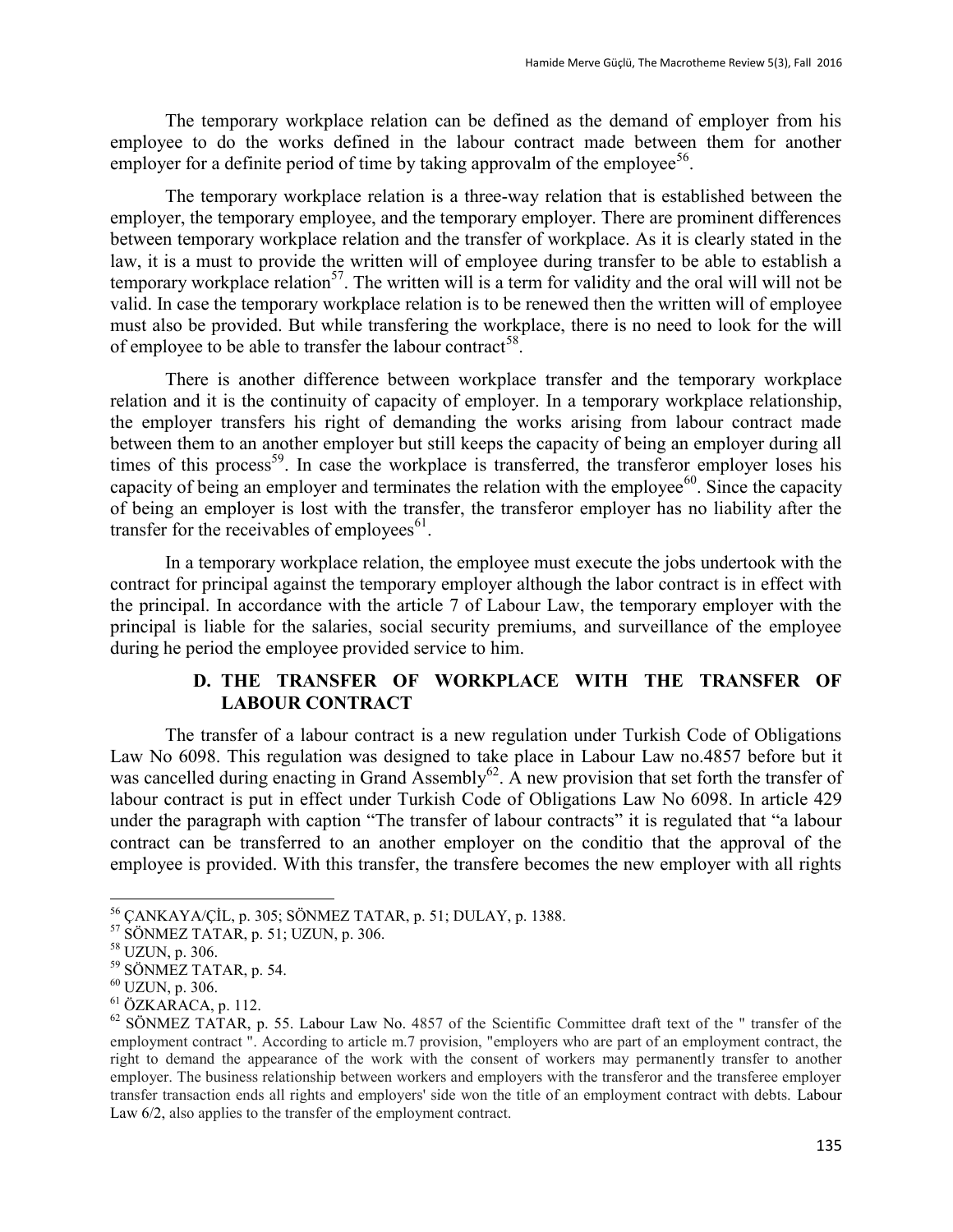The temporary workplace relation can be defined as the demand of employer from his employee to do the works defined in the labour contract made between them for another employer for a definite period of time by taking approvalm of the employee[56].

The temporary workplace relation is a three-way relation that is established between the employer, the temporary employee, and the temporary employer. There are prominent differences between temporary workplace relation and the transfer of workplace. As it is clearly stated in the law, it is a must to provide the written will of employee during transfer to be able to establish a temporary workplace relation[57]. The written will is a term for validity and the oral will will not be valid. In case the temporary workplace relation is to be renewed then the written will of employee must also be provided. But while transfering the workplace, there is no need to look for the will of employee to be able to transfer the labour contract[58].

There is another difference between workplace transfer and the temporary workplace relation and it is the continuity of capacity of employer. In a temporary workplace relationship, the employer transfers his right of demanding the works arising from labour contract made between them to an another employer but still keeps the capacity of being an employer during all times of this process[59]. In case the workplace is transferred, the transferor employer loses his capacity of being an employer and terminates the relation with the employee[60]. Since the capacity of being an employer is lost with the transfer, the transferor employer has no liability after the transfer for the receivables of employees[61].

In a temporary workplace relation, the employee must execute the jobs undertook with the contract for principal against the temporary employer although the labor contract is in effect with the principal. In accordance with the article 7 of Labour Law, the temporary employer with the principal is liable for the salaries, social security premiums, and surveillance of the employee during he period the employee provided service to him.

## D. THE TRANSFER OF WORKPLACE WITH THE TRANSFER OF LABOUR CONTRACT

The transfer of a labour contract is a new regulation under Turkish Code of Obligations Law No 6098. This regulation was designed to take place in Labour Law no.4857 before but it was cancelled during enacting in Grand Assembly[62]. A new provision that set forth the transfer of labour contract is put in effect under Turkish Code of Obligations Law No 6098. In article 429 under the paragraph with caption "The transfer of labour contracts" it is regulated that "a labour contract can be transferred to an another employer on the conditio that the approval of the employee is provided. With this transfer, the transfere becomes the new employer with all rights

---

[56] ÇANKAYA/ÇİL, p. 305; SÖNMEZ TATAR, p. 51; DULAY, p. 1388.

[57] SÖNMEZ TATAR, p. 51; UZUN, p. 306.

[58] UZUN, p. 306.

[59] SÖNMEZ TATAR, p. 54.

[60] UZUN, p. 306.

[61] ÖZKARACA, p. 112.

[62] SÖNMEZ TATAR, p. 55. Labour Law No. 4857 of the Scientific Committee draft text of the " transfer of the employment contract ". According to article m.7 provision, "employers who are part of an employment contract, the right to demand the appearance of the work with the consent of workers may permanently transfer to another employer. The business relationship between workers and employers with the transferor and the transferee employer transfer transaction ends all rights and employers' side won the title of an employment contract with debts. Labour Law 6/2, also applies to the transfer of the employment contract.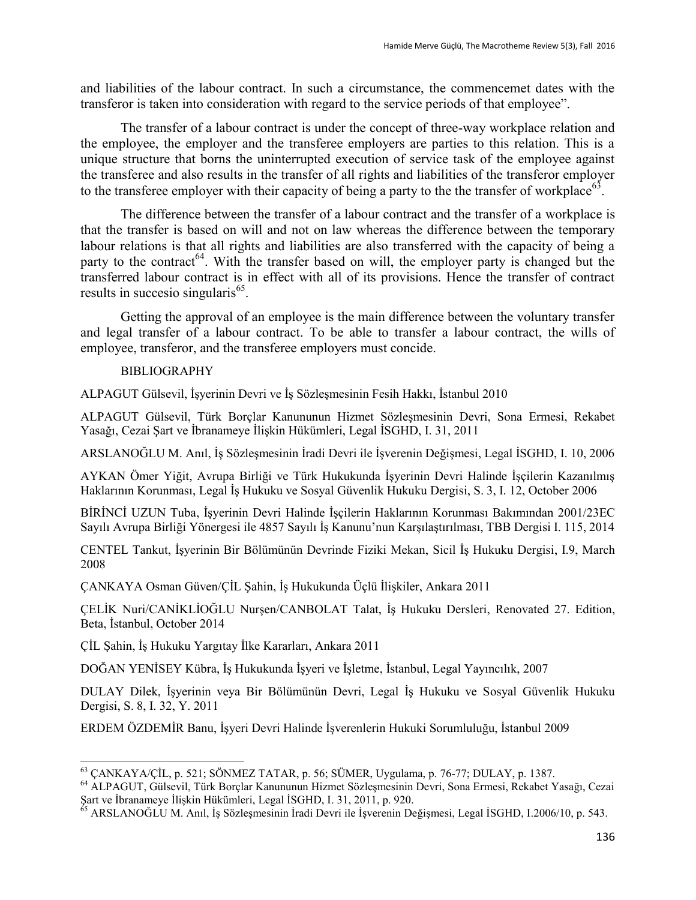and liabilities of the labour contract. In such a circumstance, the commencemet dates with the transferor is taken into consideration with regard to the service periods of that employee".

The transfer of a labour contract is under the concept of three-way workplace relation and the employee, the employer and the transferee employers are parties to this relation. This is a unique structure that borns the uninterrupted execution of service task of the employee against the transferee and also results in the transfer of all rights and liabilities of the transferor employer to the transferee employer with their capacity of being a party to the the transfer of workplace[63].

The difference between the transfer of a labour contract and the transfer of a workplace is that the transfer is based on will and not on law whereas the difference between the temporary labour relations is that all rights and liabilities are also transferred with the capacity of being a party to the contract[64]. With the transfer based on will, the employer party is changed but the transferred labour contract is in effect with all of its provisions. Hence the transfer of contract results in succesio singularis[65].

Getting the approval of an employee is the main difference between the voluntary transfer and legal transfer of a labour contract. To be able to transfer a labour contract, the wills of employee, transferor, and the transferee employers must concide.

## BIBLIOGRAPHY

ALPAGUT Gülsevil, İşyerinin Devri ve İş Sözleşmesinin Fesih Hakkı, İstanbul 2010

ALPAGUT Gülsevil, Türk Borçlar Kanununun Hizmet Sözleşmesinin Devri, Sona Ermesi, Rekabet Yasağı, Cezai Şart ve İbranameye İlişkin Hükümleri, Legal İSGHD, I. 31, 2011

ARSLANOĞLU M. Anıl, İş Sözleşmesinin İradi Devri ile İşverenin Değişmesi, Legal İSGHD, I. 10, 2006

AYKAN Ömer Yiğit, Avrupa Birliği ve Türk Hukukunda İşyerinin Devri Halinde İşçilerin Kazanılmış Haklarının Korunması, Legal İş Hukuku ve Sosyal Güvenlik Hukuku Dergisi, S. 3, I. 12, October 2006

BİRİNCİ UZUN Tuba, İşyerinin Devri Halinde İşçilerin Haklarının Korunması Bakımından 2001/23EC Sayılı Avrupa Birliği Yönergesi ile 4857 Sayılı İş Kanunu'nun Karşılaştırılması, TBB Dergisi I. 115, 2014

CENTEL Tankut, İşyerinin Bir Bölümünün Devrinde Fiziki Mekan, Sicil İş Hukuku Dergisi, I.9, March 2008

ÇANKAYA Osman Güven/ÇİL Şahin, İş Hukukunda Üçlü İlişkiler, Ankara 2011

ÇELİK Nuri/CANİKLİOĞLU Nurşen/CANBOLAT Talat, İş Hukuku Dersleri, Renovated 27. Edition, Beta, İstanbul, October 2014

ÇİL Şahin, İş Hukuku Yargıtay İlke Kararları, Ankara 2011

DOĞAN YENİSEY Kübra, İş Hukukunda İşyeri ve İşletme, İstanbul, Legal Yayıncılık, 2007

DULAY Dilek, İşyerinin veya Bir Bölümünün Devri, Legal İş Hukuku ve Sosyal Güvenlik Hukuku Dergisi, S. 8, I. 32, Y. 2011

ERDEM ÖZDEMİR Banu, İşyeri Devri Halinde İşverenlerin Hukuki Sorumluluğu, İstanbul 2009

---

[63] ÇANKAYA/ÇİL, p. 521; SÖNMEZ TATAR, p. 56; SÜMER, Uygulama, p. 76-77; DULAY, p. 1387.

[64] ALPAGUT, Gülsevil, Türk Borçlar Kanununun Hizmet Sözleşmesinin Devri, Sona Ermesi, Rekabet Yasağı, Cezai Şart ve İbranameye İlişkin Hükümleri, Legal İSGHD, I. 31, 2011, p. 920.

[65] ARSLANOĞLU M. Anıl, İş Sözleşmesinin İradi Devri ile İşverenin Değişmesi, Legal İSGHD, I.2006/10, p. 543.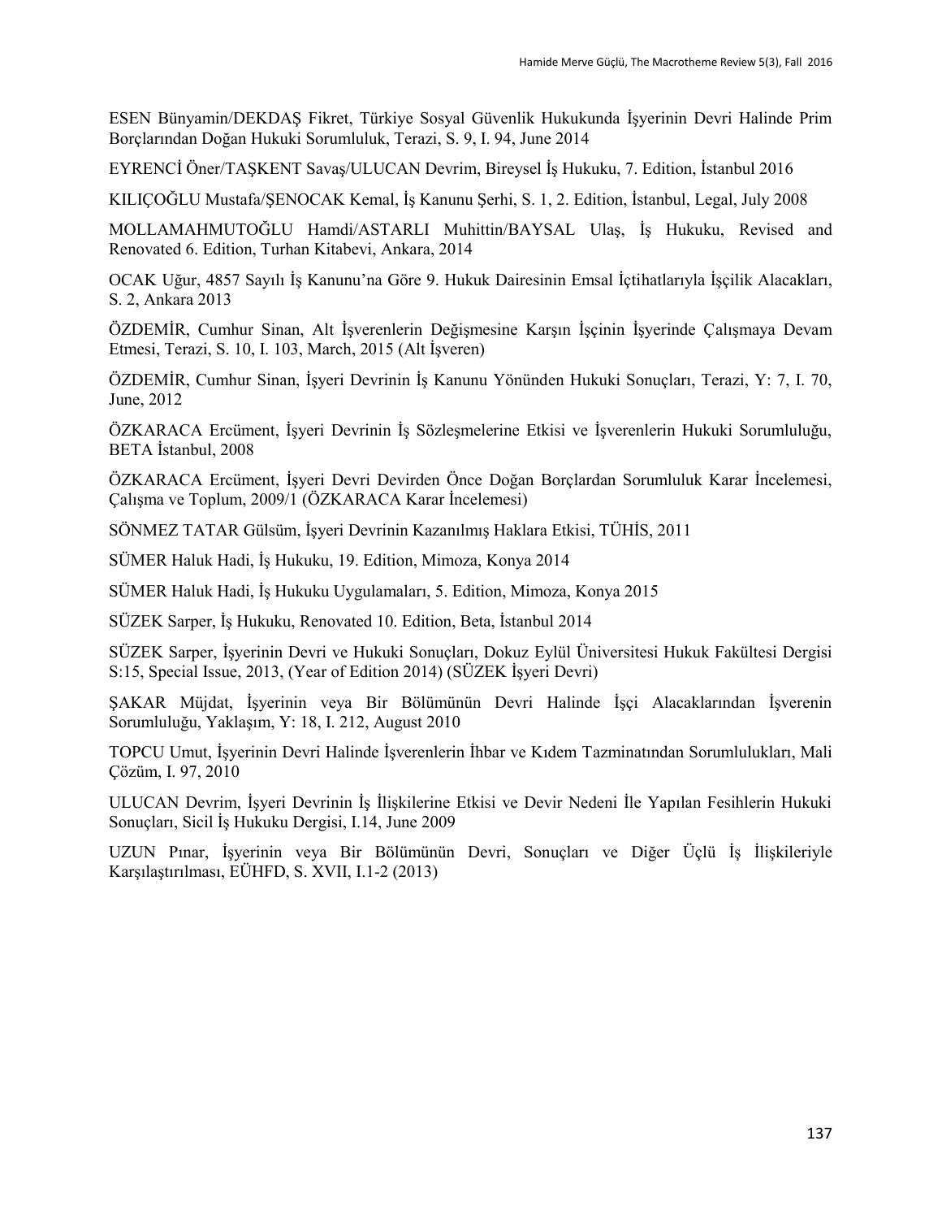ESEN Bünyamin/DEKDAŞ Fikret, Türkiye Sosyal Güvenlik Hukukunda İşyerinin Devri Halinde Prim Borçlarından Doğan Hukuki Sorumluluk, Terazi, S. 9, I. 94, June 2014

EYRENCİ Öner/TAŞKENT Savaş/ULUCAN Devrim, Bireysel İş Hukuku, 7. Edition, İstanbul 2016

KILIÇOĞLU Mustafa/ŞENOCAK Kemal, İş Kanunu Şerhi, S. 1, 2. Edition, İstanbul, Legal, July 2008

MOLLAMAHMUTOĞLU Hamdi/ASTARLI Muhittin/BAYSAL Ulaş, İş Hukuku, Revised and Renovated 6. Edition, Turhan Kitabevi, Ankara, 2014

OCAK Uğur, 4857 Sayılı İş Kanunu'na Göre 9. Hukuk Dairesinin Emsal İçtihatlarıyla İşçilik Alacakları, S. 2, Ankara 2013

ÖZDEMİR, Cumhur Sinan, Alt İşverenlerin Değişmesine Karşın İşçinin İşyerinde Çalışmaya Devam Etmesi, Terazi, S. 10, I. 103, March, 2015 (Alt İşveren)

ÖZDEMİR, Cumhur Sinan, İşyeri Devrinin İş Kanunu Yönünden Hukuki Sonuçları, Terazi, Y: 7, I. 70, June, 2012

ÖZKARACA Ercüment, İşyeri Devrinin İş Sözleşmelerine Etkisi ve İşverenlerin Hukuki Sorumluluğu, BETA İstanbul, 2008

ÖZKARACA Ercüment, İşyeri Devri Devirden Önce Doğan Borçlardan Sorumluluk Karar İncelemesi, Çalışma ve Toplum, 2009/1 (ÖZKARACA Karar İncelemesi)

SÖNMEZ TATAR Gülsüm, İşyeri Devrinin Kazanılmış Haklara Etkisi, TÜHİS, 2011

SÜMER Haluk Hadi, İş Hukuku, 19. Edition, Mimoza, Konya 2014

SÜMER Haluk Hadi, İş Hukuku Uygulamaları, 5. Edition, Mimoza, Konya 2015

SÜZEK Sarper, İş Hukuku, Renovated 10. Edition, Beta, İstanbul 2014

SÜZEK Sarper, İşyerinin Devri ve Hukuki Sonuçları, Dokuz Eylül Üniversitesi Hukuk Fakültesi Dergisi S:15, Special Issue, 2013, (Year of Edition 2014) (SÜZEK İşyeri Devri)

ŞAKAR Müjdat, İşyerinin veya Bir Bölümünün Devri Halinde İşçi Alacaklarından İşverenin Sorumluluğu, Yaklaşım, Y: 18, I. 212, August 2010

TOPCU Umut, İşyerinin Devri Halinde İşverenlerin İhbar ve Kıdem Tazminatından Sorumlulukları, Mali Çözüm, I. 97, 2010

ULUCAN Devrim, İşyeri Devrinin İş İlişkilerine Etkisi ve Devir Nedeni İle Yapılan Fesihlerin Hukuki Sonuçları, Sicil İş Hukuku Dergisi, I.14, June 2009

UZUN Pınar, İşyerinin veya Bir Bölümünün Devri, Sonuçları ve Diğer Üçlü İş İlişkileriyle Karşılaştırılması, EÜHFD, S. XVII, I.1-2 (2013)